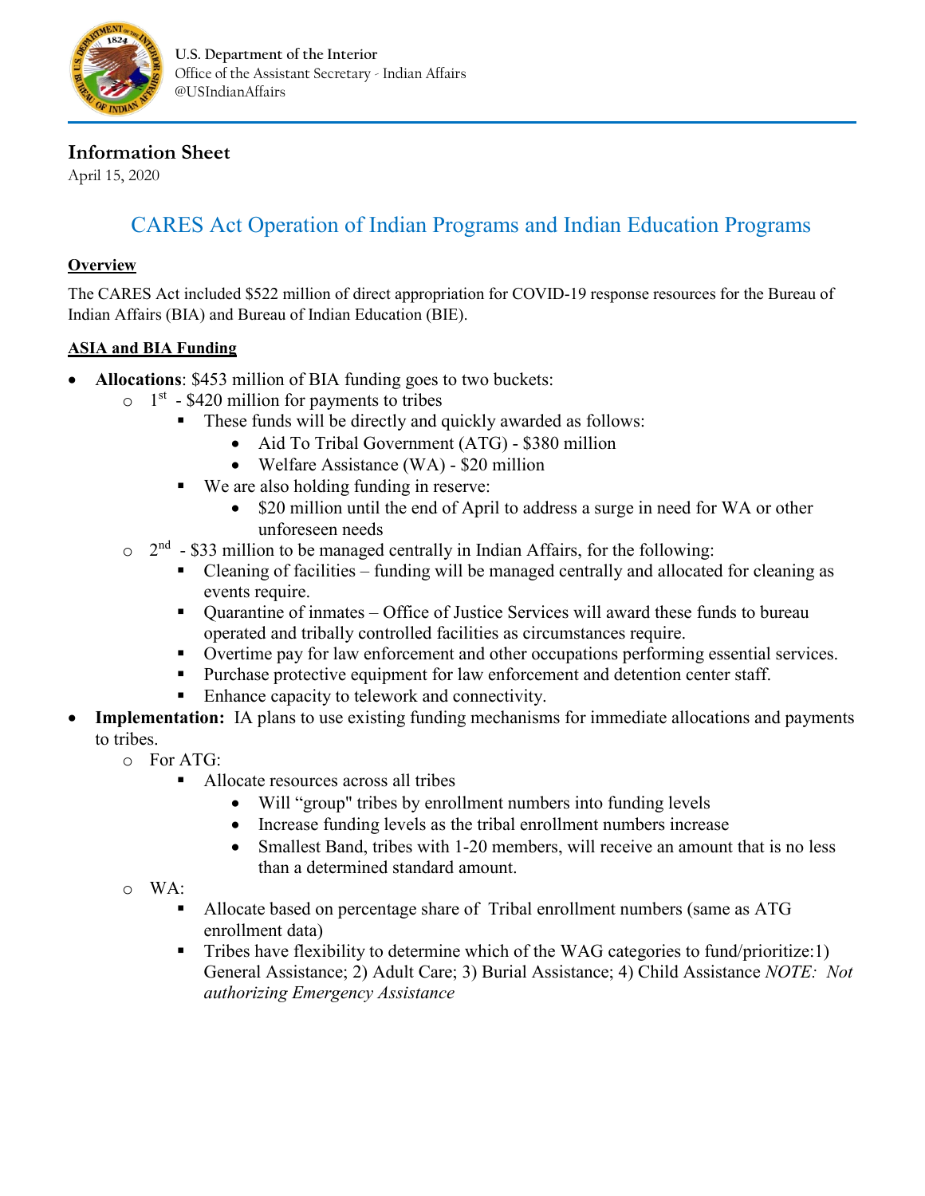U.S. Department of the Interior
Office of the Assistant Secretary - Indian Affairs
@USIndianAffairs

## Information Sheet

April 15, 2020

# CARES Act Operation of Indian Programs and Indian Education Programs

**Overview**

The CARES Act included $522 million of direct appropriation for COVID-19 response resources for the Bureau of Indian Affairs (BIA) and Bureau of Indian Education (BIE).

**ASIA and BIA Funding**

- **Allocations**: $453 million of BIA funding goes to two buckets:
  - 1st - $420 million for payments to tribes
    - These funds will be directly and quickly awarded as follows:
      - Aid To Tribal Government (ATG) - $380 million
      - Welfare Assistance (WA) - $20 million
    - We are also holding funding in reserve:
      - $20 million until the end of April to address a surge in need for WA or other unforeseen needs
  - 2nd - $33 million to be managed centrally in Indian Affairs, for the following:
    - Cleaning of facilities – funding will be managed centrally and allocated for cleaning as events require.
    - Quarantine of inmates – Office of Justice Services will award these funds to bureau operated and tribally controlled facilities as circumstances require.
    - Overtime pay for law enforcement and other occupations performing essential services.
    - Purchase protective equipment for law enforcement and detention center staff.
    - Enhance capacity to telework and connectivity.
- **Implementation:** IA plans to use existing funding mechanisms for immediate allocations and payments to tribes.
  - For ATG:
    - Allocate resources across all tribes
      - Will "group" tribes by enrollment numbers into funding levels
      - Increase funding levels as the tribal enrollment numbers increase
      - Smallest Band, tribes with 1-20 members, will receive an amount that is no less than a determined standard amount.
  - WA:
    - Allocate based on percentage share of Tribal enrollment numbers (same as ATG enrollment data)
    - Tribes have flexibility to determine which of the WAG categories to fund/prioritize:1) General Assistance; 2) Adult Care; 3) Burial Assistance; 4) Child Assistance *NOTE: Not authorizing Emergency Assistance*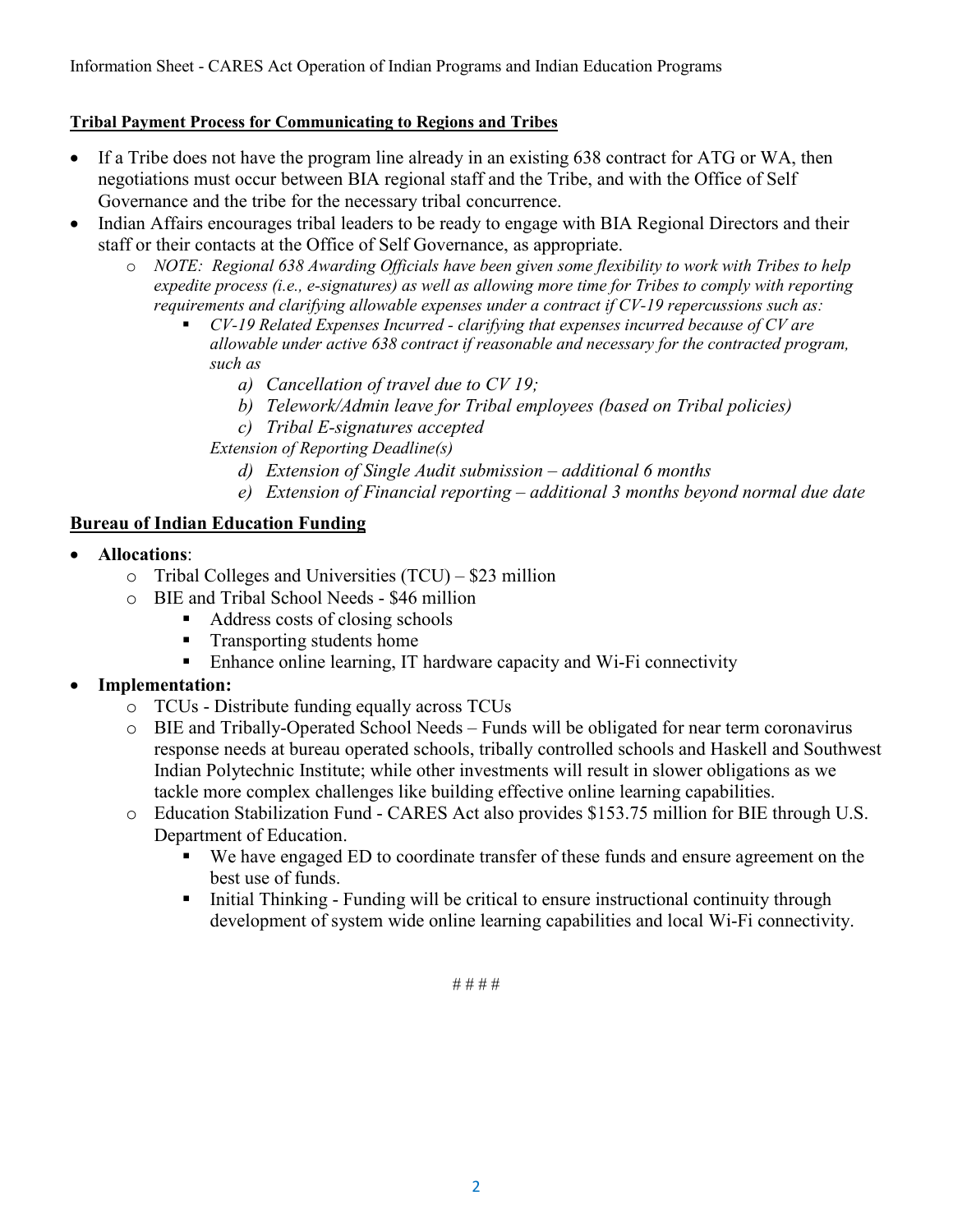**Tribal Payment Process for Communicating to Regions and Tribes**

- If a Tribe does not have the program line already in an existing 638 contract for ATG or WA, then negotiations must occur between BIA regional staff and the Tribe, and with the Office of Self Governance and the tribe for the necessary tribal concurrence.
- Indian Affairs encourages tribal leaders to be ready to engage with BIA Regional Directors and their staff or their contacts at the Office of Self Governance, as appropriate.
  - *NOTE: Regional 638 Awarding Officials have been given some flexibility to work with Tribes to help expedite process (i.e., e-signatures) as well as allowing more time for Tribes to comply with reporting requirements and clarifying allowable expenses under a contract if CV-19 repercussions such as:*
    - *CV-19 Related Expenses Incurred - clarifying that expenses incurred because of CV are allowable under active 638 contract if reasonable and necessary for the contracted program, such as*
      - *a) Cancellation of travel due to CV 19;*
      - *b) Telework/Admin leave for Tribal employees (based on Tribal policies)*
      - *c) Tribal E-signatures accepted*

      *Extension of Reporting Deadline(s)*
      - *d) Extension of Single Audit submission – additional 6 months*
      - *e) Extension of Financial reporting – additional 3 months beyond normal due date*

## Bureau of Indian Education Funding

- **Allocations**:
  - Tribal Colleges and Universities (TCU) – $23 million
  - BIE and Tribal School Needs - $46 million
    - Address costs of closing schools
    - Transporting students home
    - Enhance online learning, IT hardware capacity and Wi-Fi connectivity
- **Implementation:**
  - TCUs - Distribute funding equally across TCUs
  - BIE and Tribally-Operated School Needs – Funds will be obligated for near term coronavirus response needs at bureau operated schools, tribally controlled schools and Haskell and Southwest Indian Polytechnic Institute; while other investments will result in slower obligations as we tackle more complex challenges like building effective online learning capabilities.
  - Education Stabilization Fund - CARES Act also provides $153.75 million for BIE through U.S. Department of Education.
    - We have engaged ED to coordinate transfer of these funds and ensure agreement on the best use of funds.
    - Initial Thinking - Funding will be critical to ensure instructional continuity through development of system wide online learning capabilities and local Wi-Fi connectivity.

# # # #